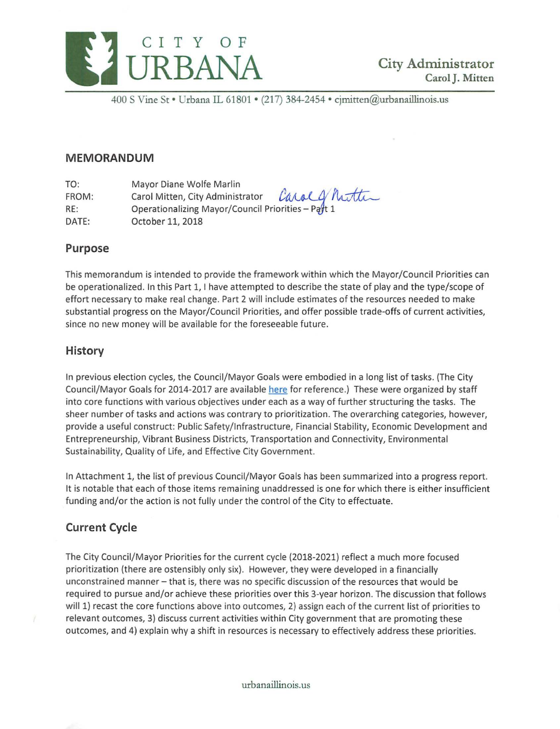CITY OF URBANA

City Administrator
Carol J. Mitten

400 S Vine St • Urbana IL 61801 • (217) 384-2454 • cjmitten@urbanaillinois.us

## MEMORANDUM

TO: Mayor Diane Wolfe Marlin
FROM: Carol Mitten, City Administrator
RE: Operationalizing Mayor/Council Priorities – Part 1
DATE: October 11, 2018

## Purpose

This memorandum is intended to provide the framework within which the Mayor/Council Priorities can be operationalized. In this Part 1, I have attempted to describe the state of play and the type/scope of effort necessary to make real change. Part 2 will include estimates of the resources needed to make substantial progress on the Mayor/Council Priorities, and offer possible trade-offs of current activities, since no new money will be available for the foreseeable future.

## History

In previous election cycles, the Council/Mayor Goals were embodied in a long list of tasks. (The City Council/Mayor Goals for 2014-2017 are available here for reference.) These were organized by staff into core functions with various objectives under each as a way of further structuring the tasks. The sheer number of tasks and actions was contrary to prioritization. The overarching categories, however, provide a useful construct: Public Safety/Infrastructure, Financial Stability, Economic Development and Entrepreneurship, Vibrant Business Districts, Transportation and Connectivity, Environmental Sustainability, Quality of Life, and Effective City Government.

In Attachment 1, the list of previous Council/Mayor Goals has been summarized into a progress report. It is notable that each of those items remaining unaddressed is one for which there is either insufficient funding and/or the action is not fully under the control of the City to effectuate.

## Current Cycle

The City Council/Mayor Priorities for the current cycle (2018-2021) reflect a much more focused prioritization (there are ostensibly only six). However, they were developed in a financially unconstrained manner – that is, there was no specific discussion of the resources that would be required to pursue and/or achieve these priorities over this 3-year horizon. The discussion that follows will 1) recast the core functions above into outcomes, 2) assign each of the current list of priorities to relevant outcomes, 3) discuss current activities within City government that are promoting these outcomes, and 4) explain why a shift in resources is necessary to effectively address these priorities.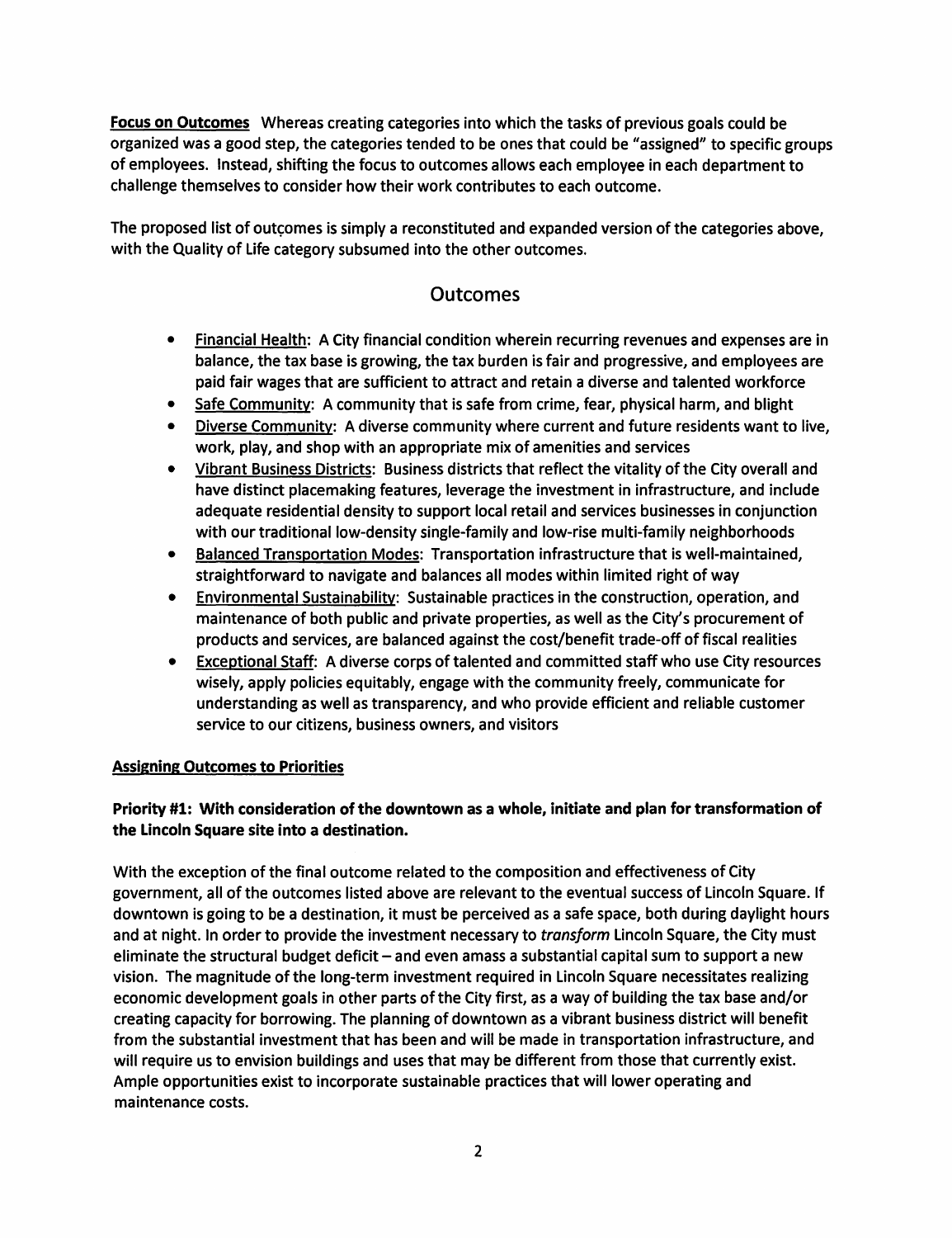**Focus on Outcomes** Whereas creating categories into which the tasks of previous goals could be organized was a good step, the categories tended to be ones that could be "assigned" to specific groups of employees. Instead, shifting the focus to outcomes allows each employee in each department to challenge themselves to consider how their work contributes to each outcome.

The proposed list of outcomes is simply a reconstituted and expanded version of the categories above, with the Quality of Life category subsumed into the other outcomes.

## Outcomes

- Financial Health: A City financial condition wherein recurring revenues and expenses are in balance, the tax base is growing, the tax burden is fair and progressive, and employees are paid fair wages that are sufficient to attract and retain a diverse and talented workforce
- Safe Community: A community that is safe from crime, fear, physical harm, and blight
- Diverse Community: A diverse community where current and future residents want to live, work, play, and shop with an appropriate mix of amenities and services
- Vibrant Business Districts: Business districts that reflect the vitality of the City overall and have distinct placemaking features, leverage the investment in infrastructure, and include adequate residential density to support local retail and services businesses in conjunction with our traditional low-density single-family and low-rise multi-family neighborhoods
- Balanced Transportation Modes: Transportation infrastructure that is well-maintained, straightforward to navigate and balances all modes within limited right of way
- Environmental Sustainability: Sustainable practices in the construction, operation, and maintenance of both public and private properties, as well as the City's procurement of products and services, are balanced against the cost/benefit trade-off of fiscal realities
- Exceptional Staff: A diverse corps of talented and committed staff who use City resources wisely, apply policies equitably, engage with the community freely, communicate for understanding as well as transparency, and who provide efficient and reliable customer service to our citizens, business owners, and visitors

**Assigning Outcomes to Priorities**

**Priority #1: With consideration of the downtown as a whole, initiate and plan for transformation of the Lincoln Square site into a destination.**

With the exception of the final outcome related to the composition and effectiveness of City government, all of the outcomes listed above are relevant to the eventual success of Lincoln Square. If downtown is going to be a destination, it must be perceived as a safe space, both during daylight hours and at night. In order to provide the investment necessary to *transform* Lincoln Square, the City must eliminate the structural budget deficit – and even amass a substantial capital sum to support a new vision. The magnitude of the long-term investment required in Lincoln Square necessitates realizing economic development goals in other parts of the City first, as a way of building the tax base and/or creating capacity for borrowing. The planning of downtown as a vibrant business district will benefit from the substantial investment that has been and will be made in transportation infrastructure, and will require us to envision buildings and uses that may be different from those that currently exist. Ample opportunities exist to incorporate sustainable practices that will lower operating and maintenance costs.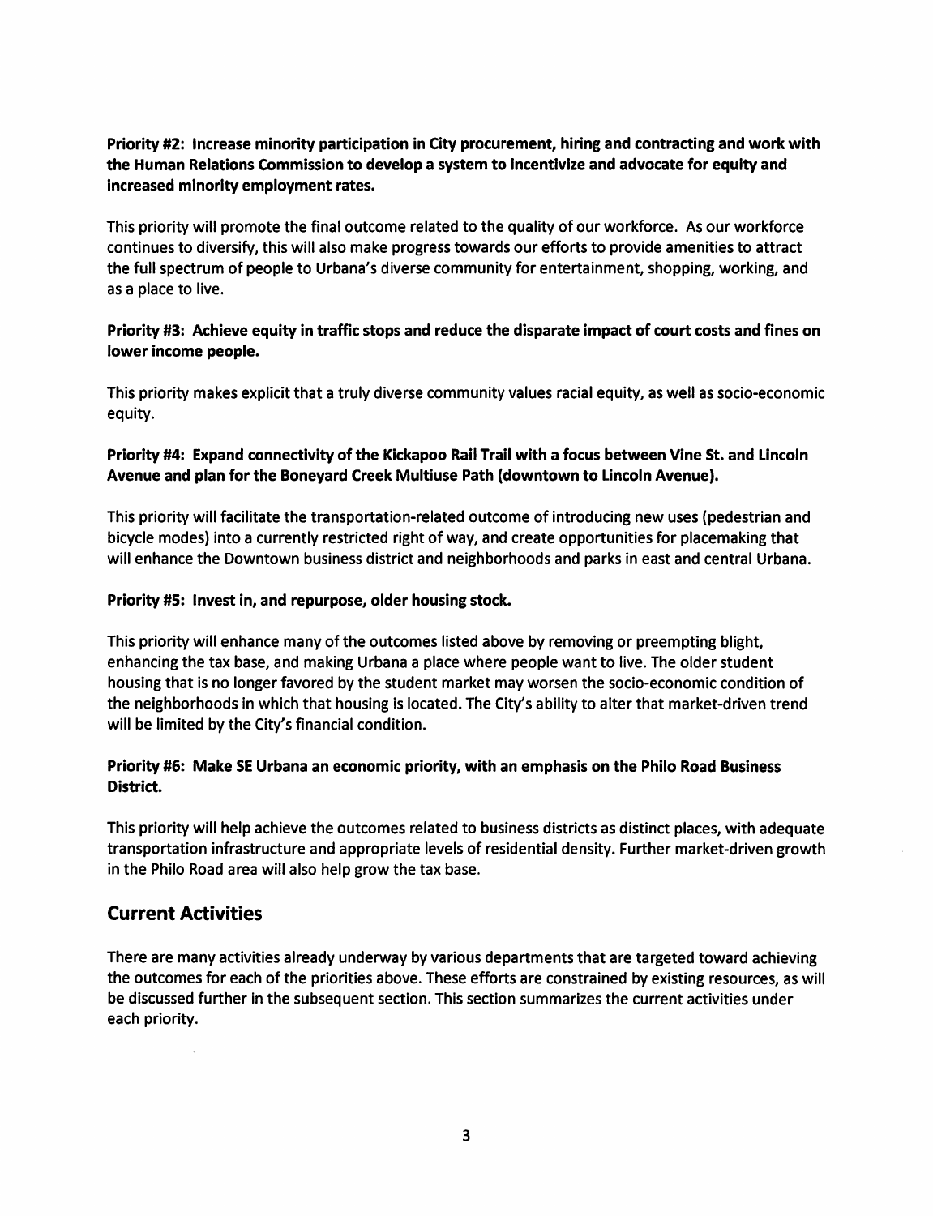**Priority #2: Increase minority participation in City procurement, hiring and contracting and work with the Human Relations Commission to develop a system to incentivize and advocate for equity and increased minority employment rates.**

This priority will promote the final outcome related to the quality of our workforce. As our workforce continues to diversify, this will also make progress towards our efforts to provide amenities to attract the full spectrum of people to Urbana's diverse community for entertainment, shopping, working, and as a place to live.

**Priority #3: Achieve equity in traffic stops and reduce the disparate impact of court costs and fines on lower income people.**

This priority makes explicit that a truly diverse community values racial equity, as well as socio-economic equity.

**Priority #4: Expand connectivity of the Kickapoo Rail Trail with a focus between Vine St. and Lincoln Avenue and plan for the Boneyard Creek Multiuse Path (downtown to Lincoln Avenue).**

This priority will facilitate the transportation-related outcome of introducing new uses (pedestrian and bicycle modes) into a currently restricted right of way, and create opportunities for placemaking that will enhance the Downtown business district and neighborhoods and parks in east and central Urbana.

**Priority #5: Invest in, and repurpose, older housing stock.**

This priority will enhance many of the outcomes listed above by removing or preempting blight, enhancing the tax base, and making Urbana a place where people want to live. The older student housing that is no longer favored by the student market may worsen the socio-economic condition of the neighborhoods in which that housing is located. The City's ability to alter that market-driven trend will be limited by the City's financial condition.

**Priority #6: Make SE Urbana an economic priority, with an emphasis on the Philo Road Business District.**

This priority will help achieve the outcomes related to business districts as distinct places, with adequate transportation infrastructure and appropriate levels of residential density. Further market-driven growth in the Philo Road area will also help grow the tax base.

## Current Activities

There are many activities already underway by various departments that are targeted toward achieving the outcomes for each of the priorities above. These efforts are constrained by existing resources, as will be discussed further in the subsequent section. This section summarizes the current activities under each priority.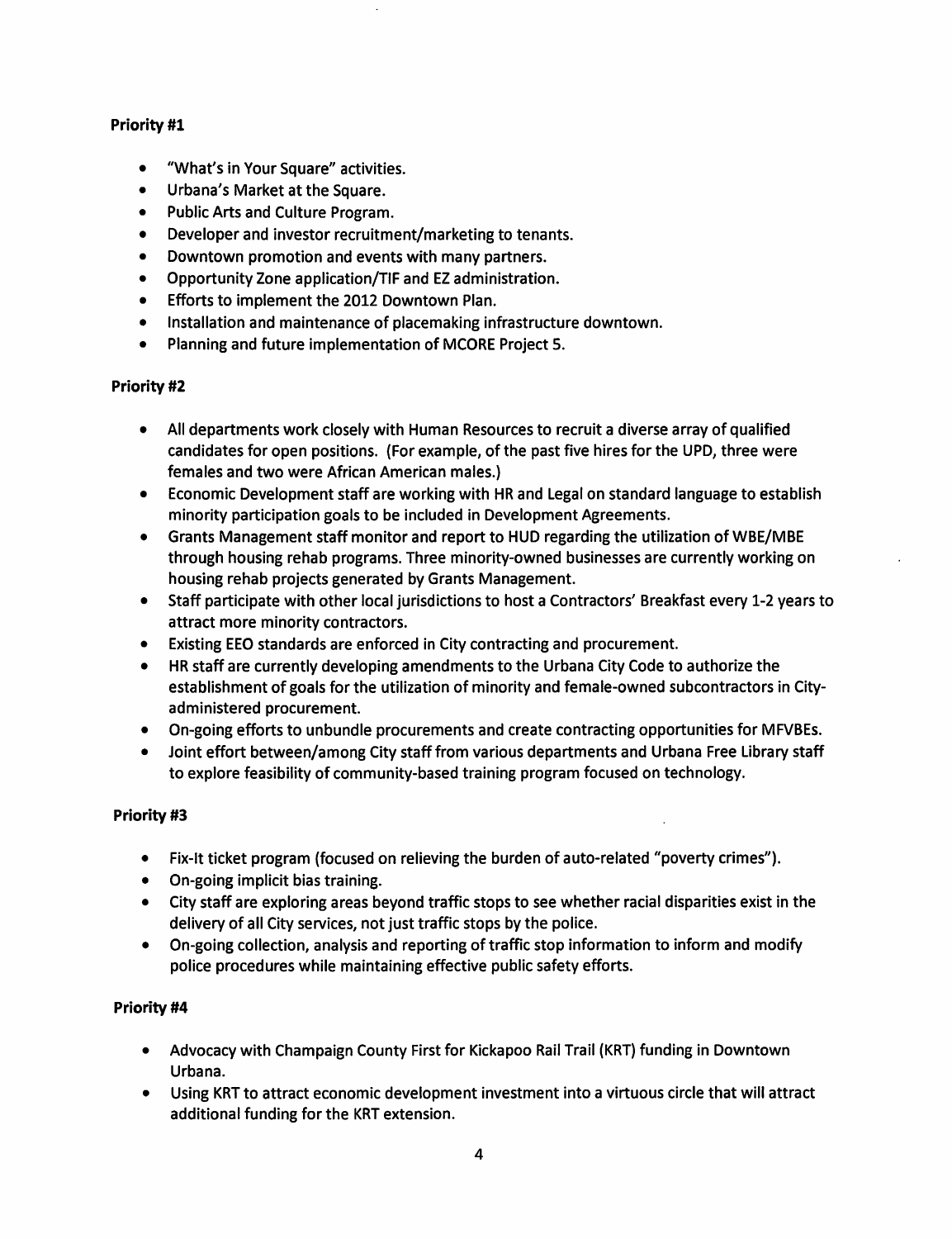**Priority #1**

- "What's in Your Square" activities.
- Urbana's Market at the Square.
- Public Arts and Culture Program.
- Developer and investor recruitment/marketing to tenants.
- Downtown promotion and events with many partners.
- Opportunity Zone application/TIF and EZ administration.
- Efforts to implement the 2012 Downtown Plan.
- Installation and maintenance of placemaking infrastructure downtown.
- Planning and future implementation of MCORE Project 5.

**Priority #2**

- All departments work closely with Human Resources to recruit a diverse array of qualified candidates for open positions. (For example, of the past five hires for the UPD, three were females and two were African American males.)
- Economic Development staff are working with HR and Legal on standard language to establish minority participation goals to be included in Development Agreements.
- Grants Management staff monitor and report to HUD regarding the utilization of WBE/MBE through housing rehab programs. Three minority-owned businesses are currently working on housing rehab projects generated by Grants Management.
- Staff participate with other local jurisdictions to host a Contractors' Breakfast every 1-2 years to attract more minority contractors.
- Existing EEO standards are enforced in City contracting and procurement.
- HR staff are currently developing amendments to the Urbana City Code to authorize the establishment of goals for the utilization of minority and female-owned subcontractors in City-administered procurement.
- On-going efforts to unbundle procurements and create contracting opportunities for MFVBEs.
- Joint effort between/among City staff from various departments and Urbana Free Library staff to explore feasibility of community-based training program focused on technology.

**Priority #3**

- Fix-It ticket program (focused on relieving the burden of auto-related "poverty crimes").
- On-going implicit bias training.
- City staff are exploring areas beyond traffic stops to see whether racial disparities exist in the delivery of all City services, not just traffic stops by the police.
- On-going collection, analysis and reporting of traffic stop information to inform and modify police procedures while maintaining effective public safety efforts.

**Priority #4**

- Advocacy with Champaign County First for Kickapoo Rail Trail (KRT) funding in Downtown Urbana.
- Using KRT to attract economic development investment into a virtuous circle that will attract additional funding for the KRT extension.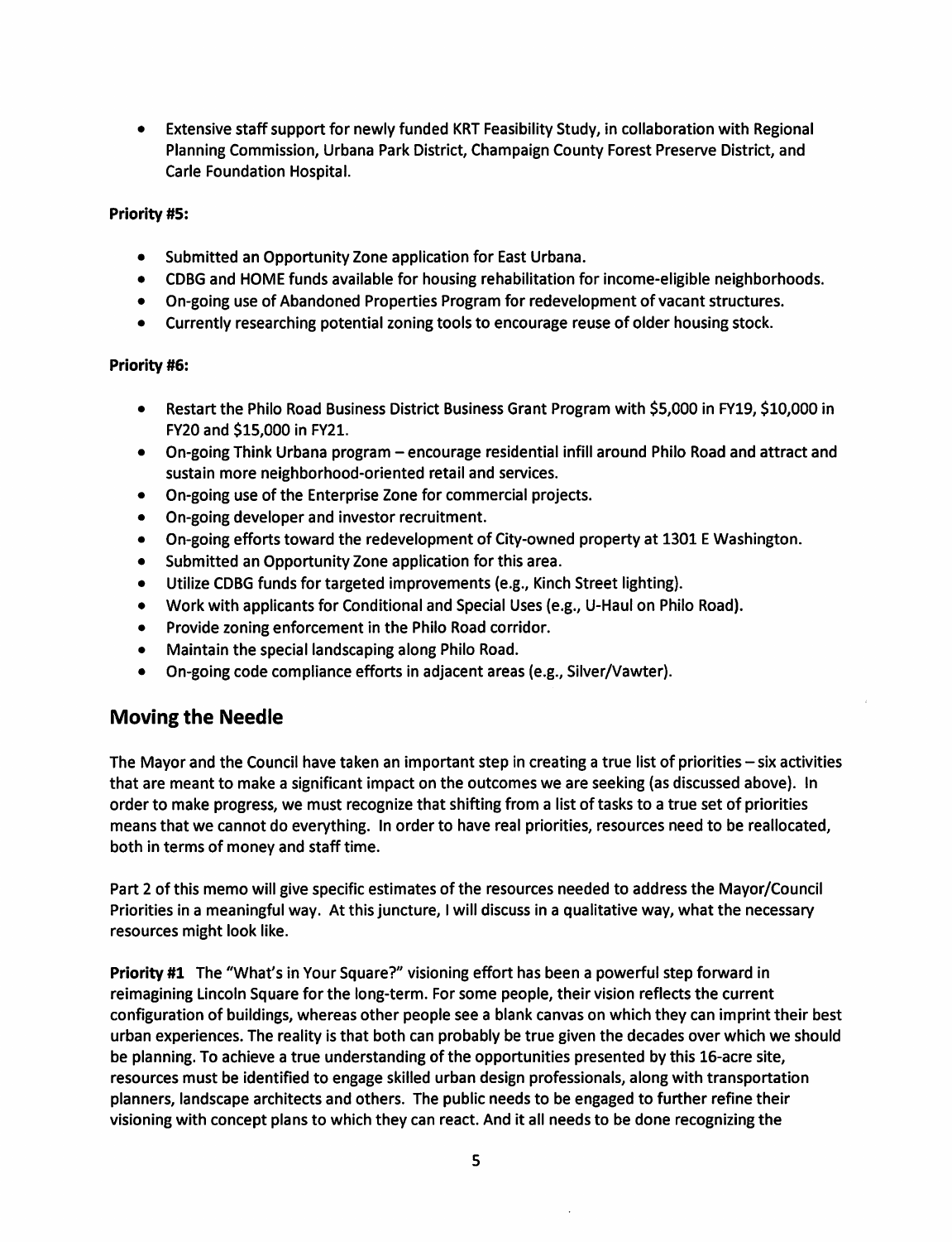- Extensive staff support for newly funded KRT Feasibility Study, in collaboration with Regional Planning Commission, Urbana Park District, Champaign County Forest Preserve District, and Carle Foundation Hospital.

**Priority #5:**

- Submitted an Opportunity Zone application for East Urbana.
- CDBG and HOME funds available for housing rehabilitation for income-eligible neighborhoods.
- On-going use of Abandoned Properties Program for redevelopment of vacant structures.
- Currently researching potential zoning tools to encourage reuse of older housing stock.

**Priority #6:**

- Restart the Philo Road Business District Business Grant Program with $5,000 in FY19, $10,000 in FY20 and $15,000 in FY21.
- On-going Think Urbana program – encourage residential infill around Philo Road and attract and sustain more neighborhood-oriented retail and services.
- On-going use of the Enterprise Zone for commercial projects.
- On-going developer and investor recruitment.
- On-going efforts toward the redevelopment of City-owned property at 1301 E Washington.
- Submitted an Opportunity Zone application for this area.
- Utilize CDBG funds for targeted improvements (e.g., Kinch Street lighting).
- Work with applicants for Conditional and Special Uses (e.g., U-Haul on Philo Road).
- Provide zoning enforcement in the Philo Road corridor.
- Maintain the special landscaping along Philo Road.
- On-going code compliance efforts in adjacent areas (e.g., Silver/Vawter).

## Moving the Needle

The Mayor and the Council have taken an important step in creating a true list of priorities – six activities that are meant to make a significant impact on the outcomes we are seeking (as discussed above). In order to make progress, we must recognize that shifting from a list of tasks to a true set of priorities means that we cannot do everything. In order to have real priorities, resources need to be reallocated, both in terms of money and staff time.

Part 2 of this memo will give specific estimates of the resources needed to address the Mayor/Council Priorities in a meaningful way. At this juncture, I will discuss in a qualitative way, what the necessary resources might look like.

**Priority #1** The "What's in Your Square?" visioning effort has been a powerful step forward in reimagining Lincoln Square for the long-term. For some people, their vision reflects the current configuration of buildings, whereas other people see a blank canvas on which they can imprint their best urban experiences. The reality is that both can probably be true given the decades over which we should be planning. To achieve a true understanding of the opportunities presented by this 16-acre site, resources must be identified to engage skilled urban design professionals, along with transportation planners, landscape architects and others. The public needs to be engaged to further refine their visioning with concept plans to which they can react. And it all needs to be done recognizing the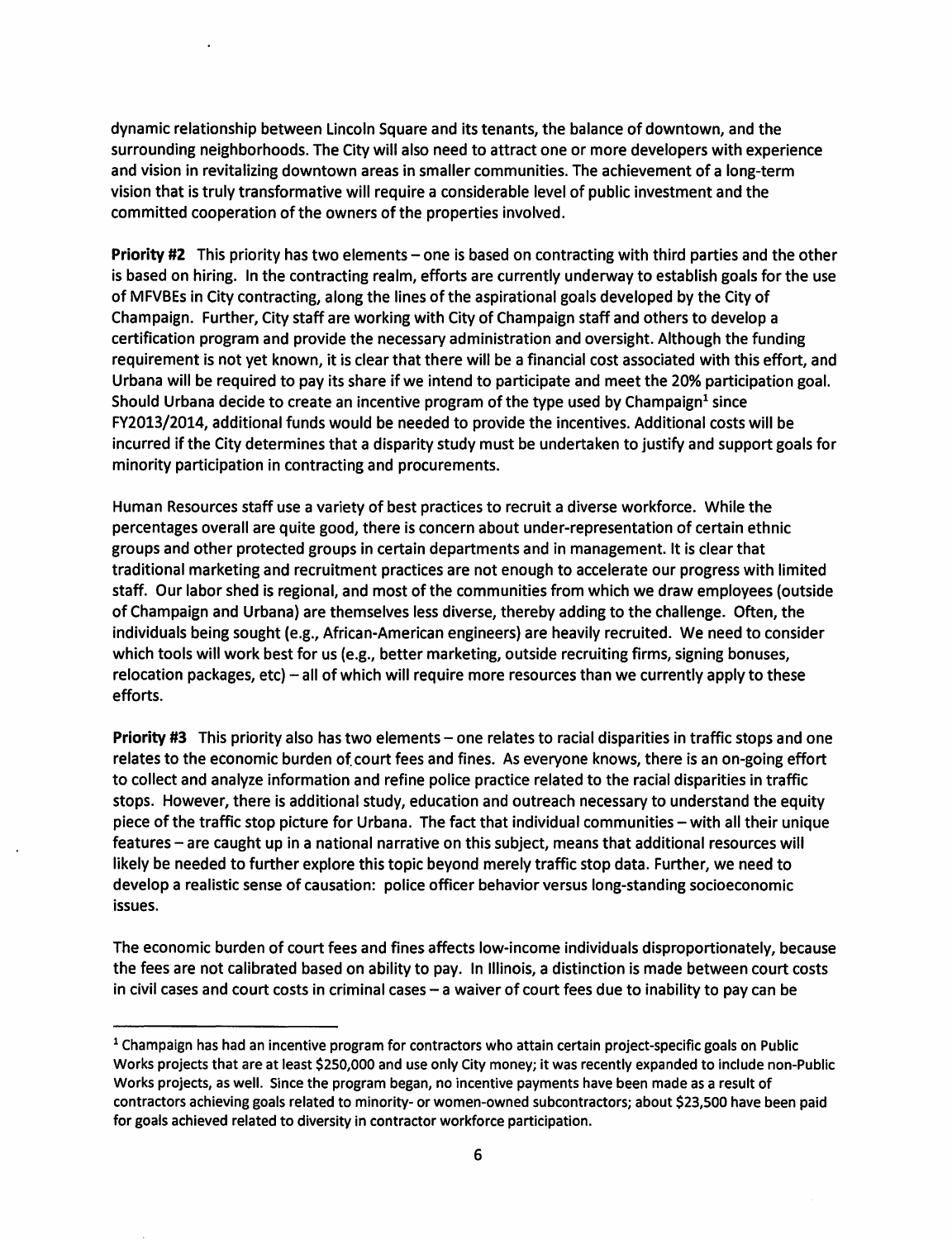dynamic relationship between Lincoln Square and its tenants, the balance of downtown, and the surrounding neighborhoods. The City will also need to attract one or more developers with experience and vision in revitalizing downtown areas in smaller communities. The achievement of a long-term vision that is truly transformative will require a considerable level of public investment and the committed cooperation of the owners of the properties involved.

**Priority #2** This priority has two elements – one is based on contracting with third parties and the other is based on hiring. In the contracting realm, efforts are currently underway to establish goals for the use of MFVBEs in City contracting, along the lines of the aspirational goals developed by the City of Champaign. Further, City staff are working with City of Champaign staff and others to develop a certification program and provide the necessary administration and oversight. Although the funding requirement is not yet known, it is clear that there will be a financial cost associated with this effort, and Urbana will be required to pay its share if we intend to participate and meet the 20% participation goal. Should Urbana decide to create an incentive program of the type used by Champaign[1] since FY2013/2014, additional funds would be needed to provide the incentives. Additional costs will be incurred if the City determines that a disparity study must be undertaken to justify and support goals for minority participation in contracting and procurements.

Human Resources staff use a variety of best practices to recruit a diverse workforce. While the percentages overall are quite good, there is concern about under-representation of certain ethnic groups and other protected groups in certain departments and in management. It is clear that traditional marketing and recruitment practices are not enough to accelerate our progress with limited staff. Our labor shed is regional, and most of the communities from which we draw employees (outside of Champaign and Urbana) are themselves less diverse, thereby adding to the challenge. Often, the individuals being sought (e.g., African-American engineers) are heavily recruited. We need to consider which tools will work best for us (e.g., better marketing, outside recruiting firms, signing bonuses, relocation packages, etc) – all of which will require more resources than we currently apply to these efforts.

**Priority #3** This priority also has two elements – one relates to racial disparities in traffic stops and one relates to the economic burden of court fees and fines. As everyone knows, there is an on-going effort to collect and analyze information and refine police practice related to the racial disparities in traffic stops. However, there is additional study, education and outreach necessary to understand the equity piece of the traffic stop picture for Urbana. The fact that individual communities – with all their unique features – are caught up in a national narrative on this subject, means that additional resources will likely be needed to further explore this topic beyond merely traffic stop data. Further, we need to develop a realistic sense of causation: police officer behavior versus long-standing socioeconomic issues.

The economic burden of court fees and fines affects low-income individuals disproportionately, because the fees are not calibrated based on ability to pay. In Illinois, a distinction is made between court costs in civil cases and court costs in criminal cases – a waiver of court fees due to inability to pay can be

---

[1] Champaign has had an incentive program for contractors who attain certain project-specific goals on Public Works projects that are at least $250,000 and use only City money; it was recently expanded to include non-Public Works projects, as well. Since the program began, no incentive payments have been made as a result of contractors achieving goals related to minority- or women-owned subcontractors; about $23,500 have been paid for goals achieved related to diversity in contractor workforce participation.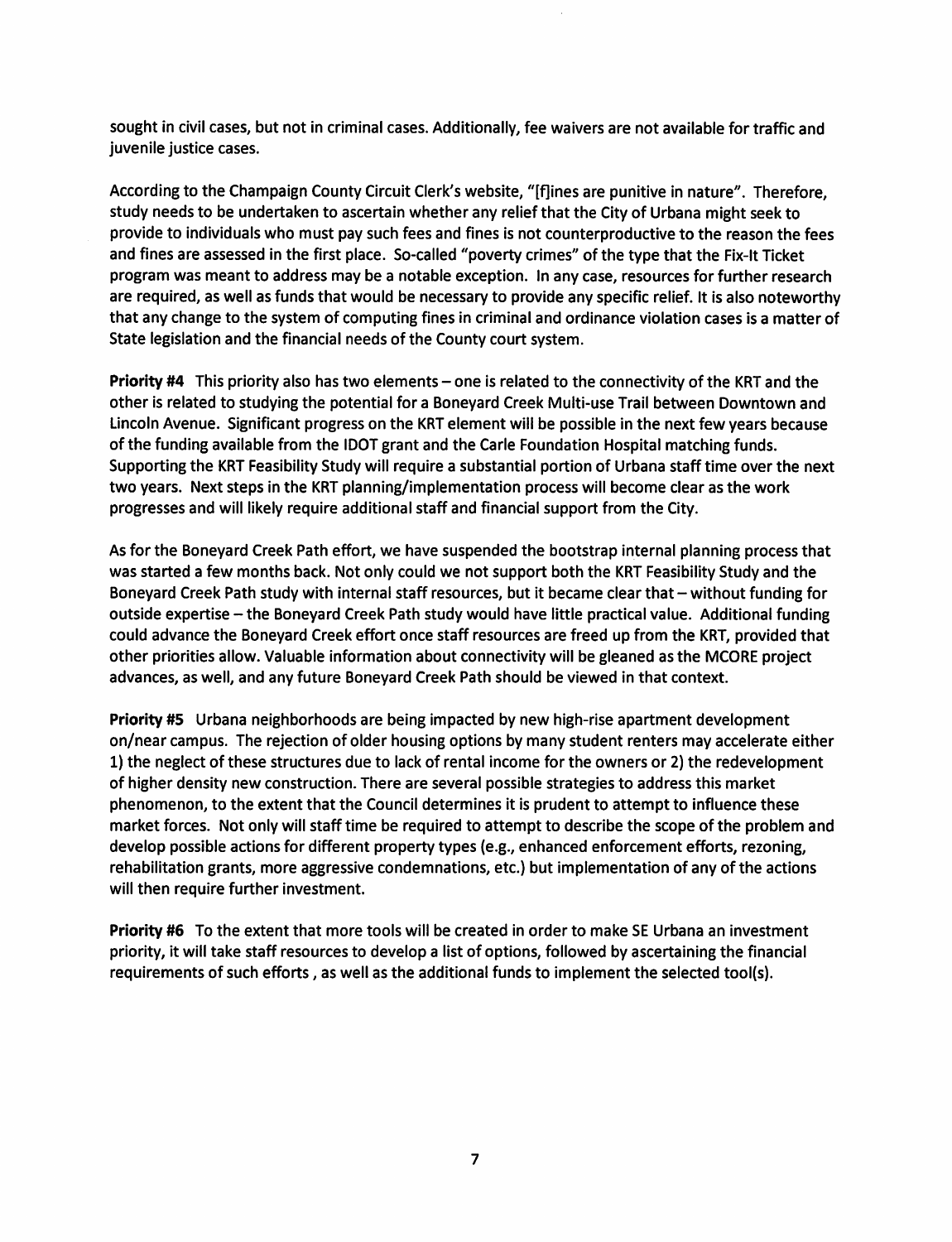sought in civil cases, but not in criminal cases. Additionally, fee waivers are not available for traffic and juvenile justice cases.

According to the Champaign County Circuit Clerk's website, "[f]ines are punitive in nature". Therefore, study needs to be undertaken to ascertain whether any relief that the City of Urbana might seek to provide to individuals who must pay such fees and fines is not counterproductive to the reason the fees and fines are assessed in the first place. So-called "poverty crimes" of the type that the Fix-It Ticket program was meant to address may be a notable exception. In any case, resources for further research are required, as well as funds that would be necessary to provide any specific relief. It is also noteworthy that any change to the system of computing fines in criminal and ordinance violation cases is a matter of State legislation and the financial needs of the County court system.

**Priority #4** This priority also has two elements – one is related to the connectivity of the KRT and the other is related to studying the potential for a Boneyard Creek Multi-use Trail between Downtown and Lincoln Avenue. Significant progress on the KRT element will be possible in the next few years because of the funding available from the IDOT grant and the Carle Foundation Hospital matching funds. Supporting the KRT Feasibility Study will require a substantial portion of Urbana staff time over the next two years. Next steps in the KRT planning/implementation process will become clear as the work progresses and will likely require additional staff and financial support from the City.

As for the Boneyard Creek Path effort, we have suspended the bootstrap internal planning process that was started a few months back. Not only could we not support both the KRT Feasibility Study and the Boneyard Creek Path study with internal staff resources, but it became clear that – without funding for outside expertise – the Boneyard Creek Path study would have little practical value. Additional funding could advance the Boneyard Creek effort once staff resources are freed up from the KRT, provided that other priorities allow. Valuable information about connectivity will be gleaned as the MCORE project advances, as well, and any future Boneyard Creek Path should be viewed in that context.

**Priority #5** Urbana neighborhoods are being impacted by new high-rise apartment development on/near campus. The rejection of older housing options by many student renters may accelerate either 1) the neglect of these structures due to lack of rental income for the owners or 2) the redevelopment of higher density new construction. There are several possible strategies to address this market phenomenon, to the extent that the Council determines it is prudent to attempt to influence these market forces. Not only will staff time be required to attempt to describe the scope of the problem and develop possible actions for different property types (e.g., enhanced enforcement efforts, rezoning, rehabilitation grants, more aggressive condemnations, etc.) but implementation of any of the actions will then require further investment.

**Priority #6** To the extent that more tools will be created in order to make SE Urbana an investment priority, it will take staff resources to develop a list of options, followed by ascertaining the financial requirements of such efforts , as well as the additional funds to implement the selected tool(s).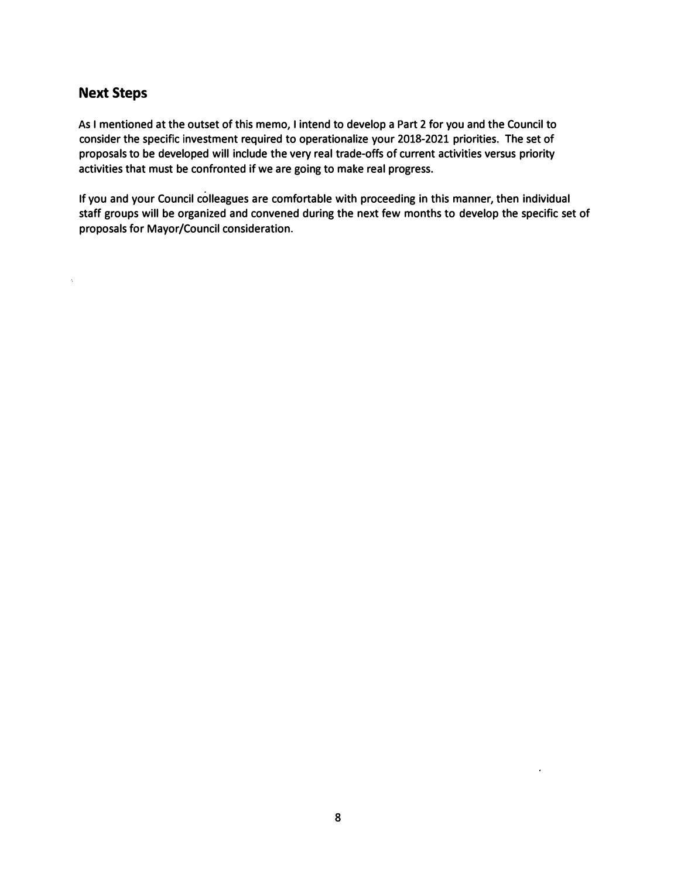## Next Steps

As I mentioned at the outset of this memo, I intend to develop a Part 2 for you and the Council to consider the specific investment required to operationalize your 2018-2021 priorities. The set of proposals to be developed will include the very real trade-offs of current activities versus priority activities that must be confronted if we are going to make real progress.

If you and your Council colleagues are comfortable with proceeding in this manner, then individual staff groups will be organized and convened during the next few months to develop the specific set of proposals for Mayor/Council consideration.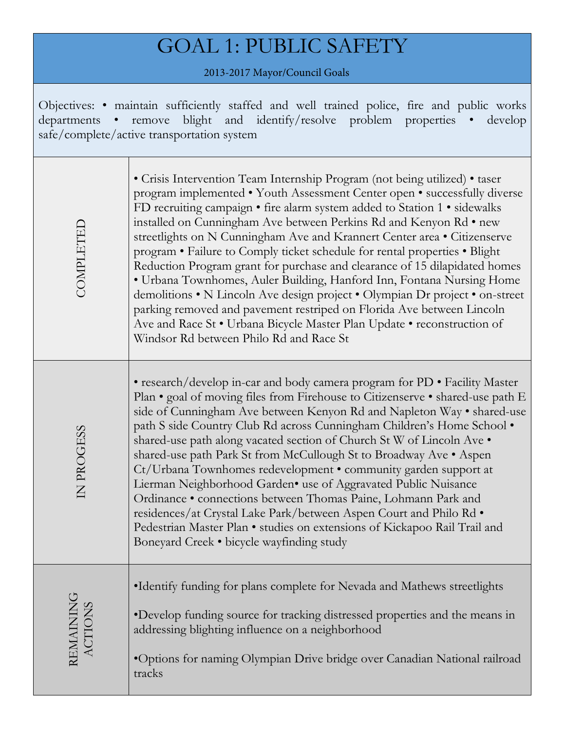# GOAL 1: PUBLIC SAFETY

2013-2017 Mayor/Council Goals

Objectives: • maintain sufficiently staffed and well trained police, fire and public works departments • remove blight and identify/resolve problem properties • develop safe/complete/active transportation system

| | |
|---|---|
| COMPLETED | • Crisis Intervention Team Internship Program (not being utilized) • taser program implemented • Youth Assessment Center open • successfully diverse FD recruiting campaign • fire alarm system added to Station 1 • sidewalks installed on Cunningham Ave between Perkins Rd and Kenyon Rd • new streetlights on N Cunningham Ave and Krannert Center area • Citizenserve program • Failure to Comply ticket schedule for rental properties • Blight Reduction Program grant for purchase and clearance of 15 dilapidated homes • Urbana Townhomes, Auler Building, Hanford Inn, Fontana Nursing Home demolitions • N Lincoln Ave design project • Olympian Dr project • on-street parking removed and pavement restriped on Florida Ave between Lincoln Ave and Race St • Urbana Bicycle Master Plan Update • reconstruction of Windsor Rd between Philo Rd and Race St |
| IN PROGESS | • research/develop in-car and body camera program for PD • Facility Master Plan • goal of moving files from Firehouse to Citizenserve • shared-use path E side of Cunningham Ave between Kenyon Rd and Napleton Way • shared-use path S side Country Club Rd across Cunningham Children's Home School • shared-use path along vacated section of Church St W of Lincoln Ave • shared-use path Park St from McCullough St to Broadway Ave • Aspen Ct/Urbana Townhomes redevelopment • community garden support at Lierman Neighborhood Garden• use of Aggravated Public Nuisance Ordinance • connections between Thomas Paine, Lohmann Park and residences/at Crystal Lake Park/between Aspen Court and Philo Rd • Pedestrian Master Plan • studies on extensions of Kickapoo Rail Trail and Boneyard Creek • bicycle wayfinding study |
| REMAINING ACTIONS | •Identify funding for plans complete for Nevada and Mathews streetlights<br><br>•Develop funding source for tracking distressed properties and the means in addressing blighting influence on a neighborhood<br><br>•Options for naming Olympian Drive bridge over Canadian National railroad tracks |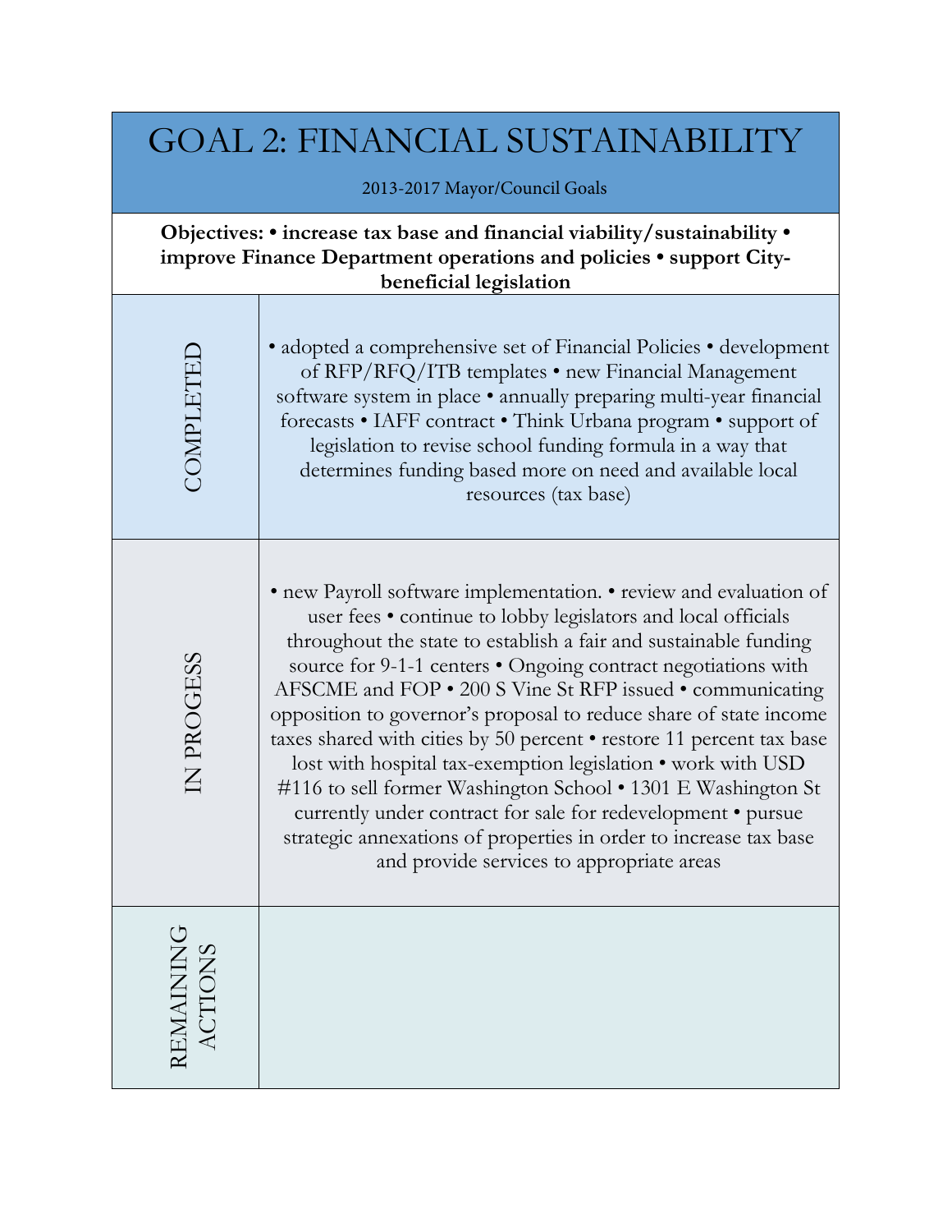# GOAL 2: FINANCIAL SUSTAINABILITY

2013-2017 Mayor/Council Goals

**Objectives: • increase tax base and financial viability/sustainability • improve Finance Department operations and policies • support City-beneficial legislation**

| | |
|---|---|
| COMPLETED | • adopted a comprehensive set of Financial Policies • development of RFP/RFQ/ITB templates • new Financial Management software system in place • annually preparing multi-year financial forecasts • IAFF contract • Think Urbana program • support of legislation to revise school funding formula in a way that determines funding based more on need and available local resources (tax base) |
| IN PROGESS | • new Payroll software implementation. • review and evaluation of user fees • continue to lobby legislators and local officials throughout the state to establish a fair and sustainable funding source for 9-1-1 centers • Ongoing contract negotiations with AFSCME and FOP • 200 S Vine St RFP issued • communicating opposition to governor's proposal to reduce share of state income taxes shared with cities by 50 percent • restore 11 percent tax base lost with hospital tax-exemption legislation • work with USD #116 to sell former Washington School • 1301 E Washington St currently under contract for sale for redevelopment • pursue strategic annexations of properties in order to increase tax base and provide services to appropriate areas |
| REMAINING ACTIONS | |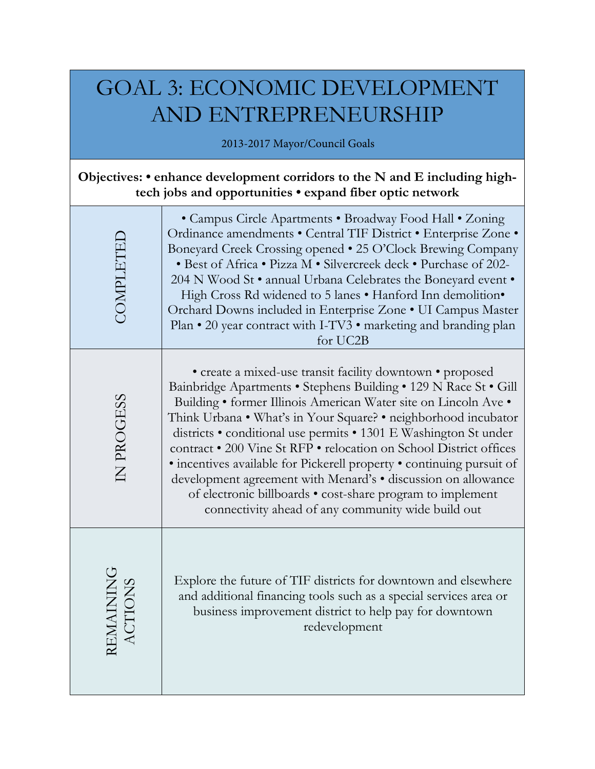# GOAL 3: ECONOMIC DEVELOPMENT AND ENTREPRENEURSHIP

2013-2017 Mayor/Council Goals

**Objectives: • enhance development corridors to the N and E including high-tech jobs and opportunities • expand fiber optic network**

| | |
|---|---|
| COMPLETED | • Campus Circle Apartments • Broadway Food Hall • Zoning Ordinance amendments • Central TIF District • Enterprise Zone • Boneyard Creek Crossing opened • 25 O'Clock Brewing Company • Best of Africa • Pizza M • Silvercreek deck • Purchase of 202-204 N Wood St • annual Urbana Celebrates the Boneyard event • High Cross Rd widened to 5 lanes • Hanford Inn demolition• Orchard Downs included in Enterprise Zone • UI Campus Master Plan • 20 year contract with I-TV3 • marketing and branding plan for UC2B |
| IN PROGESS | • create a mixed-use transit facility downtown • proposed Bainbridge Apartments • Stephens Building • 129 N Race St • Gill Building • former Illinois American Water site on Lincoln Ave • Think Urbana • What's in Your Square? • neighborhood incubator districts • conditional use permits • 1301 E Washington St under contract • 200 Vine St RFP • relocation on School District offices • incentives available for Pickerell property • continuing pursuit of development agreement with Menard's • discussion on allowance of electronic billboards • cost-share program to implement connectivity ahead of any community wide build out |
| REMAINING ACTIONS | Explore the future of TIF districts for downtown and elsewhere and additional financing tools such as a special services area or business improvement district to help pay for downtown redevelopment |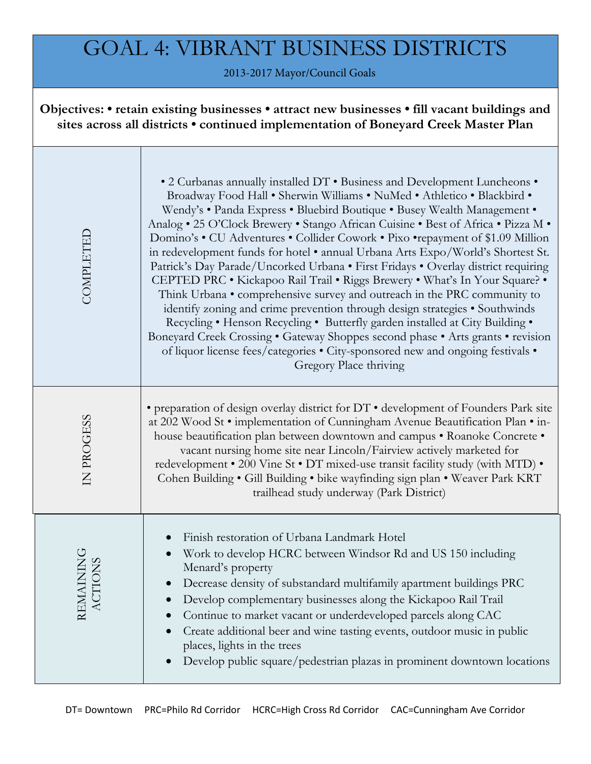# GOAL 4: VIBRANT BUSINESS DISTRICTS

2013-2017 Mayor/Council Goals

**Objectives: • retain existing businesses • attract new businesses • fill vacant buildings and sites across all districts • continued implementation of Boneyard Creek Master Plan**

| | |
|---|---|
| COMPLETED | • 2 Curbanas annually installed DT • Business and Development Luncheons • Broadway Food Hall • Sherwin Williams • NuMed • Athletico • Blackbird • Wendy's • Panda Express • Bluebird Boutique • Busey Wealth Management • Analog • 25 O'Clock Brewery • Stango African Cuisine • Best of Africa • Pizza M • Domino's • CU Adventures • Collider Cowork • Pixo •repayment of $1.09 Million in redevelopment funds for hotel • annual Urbana Arts Expo/World's Shortest St. Patrick's Day Parade/Uncorked Urbana • First Fridays • Overlay district requiring CEPTED PRC • Kickapoo Rail Trail • Riggs Brewery • What's In Your Square? • Think Urbana • comprehensive survey and outreach in the PRC community to identify zoning and crime prevention through design strategies • Southwinds Recycling • Henson Recycling • Butterfly garden installed at City Building • Boneyard Creek Crossing • Gateway Shoppes second phase • Arts grants • revision of liquor license fees/categories • City-sponsored new and ongoing festivals • Gregory Place thriving |
| IN PROGESS | • preparation of design overlay district for DT • development of Founders Park site at 202 Wood St • implementation of Cunningham Avenue Beautification Plan • in-house beautification plan between downtown and campus • Roanoke Concrete • vacant nursing home site near Lincoln/Fairview actively marketed for redevelopment • 200 Vine St • DT mixed-use transit facility study (with MTD) • Cohen Building • Gill Building • bike wayfinding sign plan • Weaver Park KRT trailhead study underway (Park District) |
| REMAINING ACTIONS | • Finish restoration of Urbana Landmark Hotel<br>• Work to develop HCRC between Windsor Rd and US 150 including Menard's property<br>• Decrease density of substandard multifamily apartment buildings PRC<br>• Develop complementary businesses along the Kickapoo Rail Trail<br>• Continue to market vacant or underdeveloped parcels along CAC<br>• Create additional beer and wine tasting events, outdoor music in public places, lights in the trees<br>• Develop public square/pedestrian plazas in prominent downtown locations |

DT= Downtown PRC=Philo Rd Corridor HCRC=High Cross Rd Corridor CAC=Cunningham Ave Corridor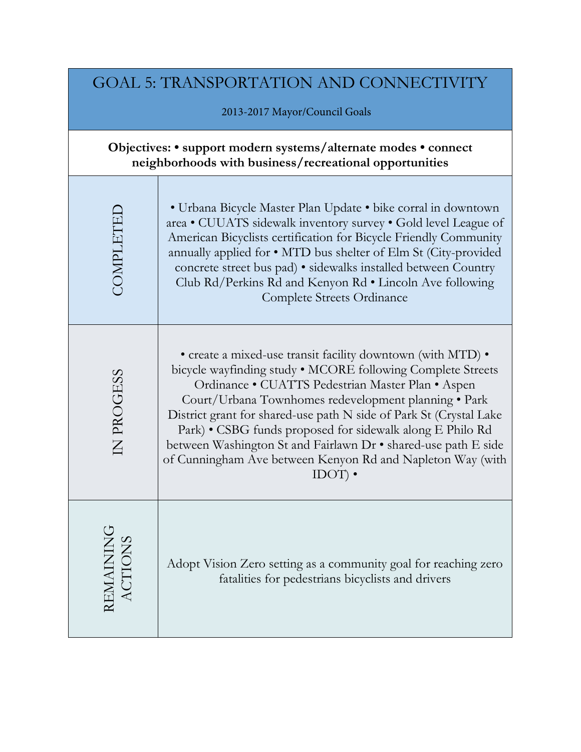# GOAL 5: TRANSPORTATION AND CONNECTIVITY

2013-2017 Mayor/Council Goals

**Objectives: • support modern systems/alternate modes • connect neighborhoods with business/recreational opportunities**

| | |
|---|---|
| COMPLETED | • Urbana Bicycle Master Plan Update • bike corral in downtown area • CUUATS sidewalk inventory survey • Gold level League of American Bicyclists certification for Bicycle Friendly Community annually applied for • MTD bus shelter of Elm St (City-provided concrete street bus pad) • sidewalks installed between Country Club Rd/Perkins Rd and Kenyon Rd • Lincoln Ave following Complete Streets Ordinance |
| IN PROGESS | • create a mixed-use transit facility downtown (with MTD) • bicycle wayfinding study • MCORE following Complete Streets Ordinance • CUATTS Pedestrian Master Plan • Aspen Court/Urbana Townhomes redevelopment planning • Park District grant for shared-use path N side of Park St (Crystal Lake Park) • CSBG funds proposed for sidewalk along E Philo Rd between Washington St and Fairlawn Dr • shared-use path E side of Cunningham Ave between Kenyon Rd and Napleton Way (with IDOT) • |
| REMAINING ACTIONS | Adopt Vision Zero setting as a community goal for reaching zero fatalities for pedestrians bicyclists and drivers |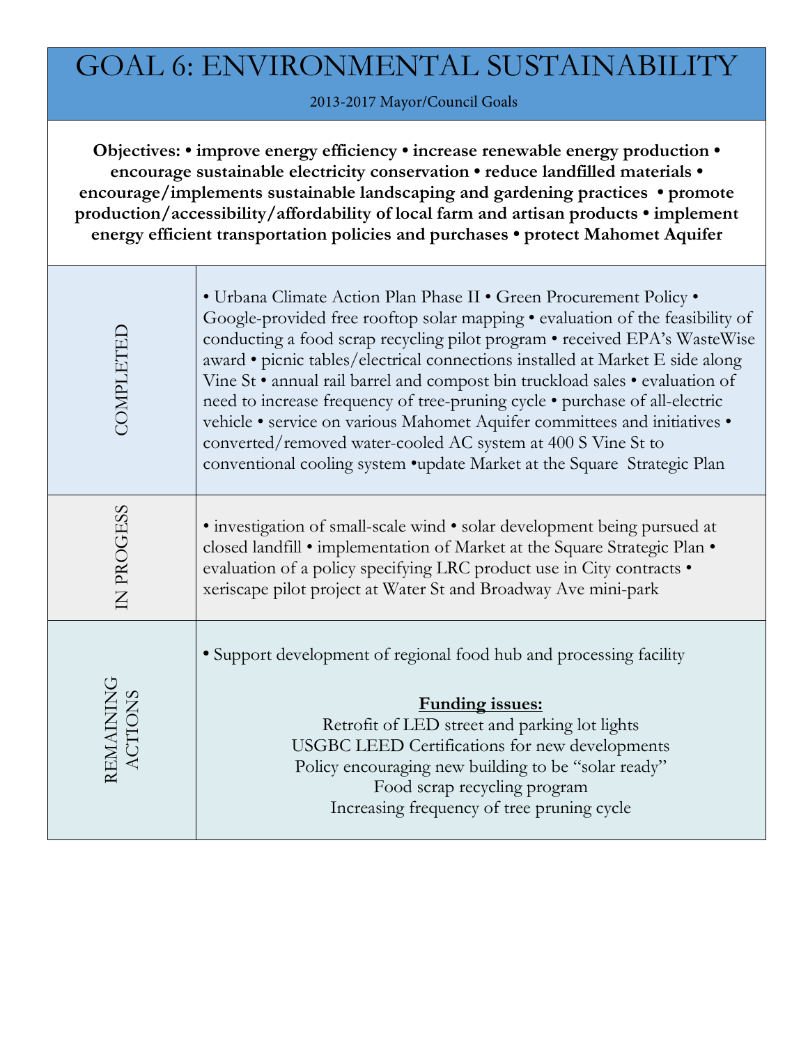# GOAL 6: ENVIRONMENTAL SUSTAINABILITY

2013-2017 Mayor/Council Goals

**Objectives: • improve energy efficiency • increase renewable energy production • encourage sustainable electricity conservation • reduce landfilled materials • encourage/implements sustainable landscaping and gardening practices • promote production/accessibility/affordability of local farm and artisan products • implement energy efficient transportation policies and purchases • protect Mahomet Aquifer**

| | |
|---|---|
| COMPLETED | • Urbana Climate Action Plan Phase II • Green Procurement Policy • Google-provided free rooftop solar mapping • evaluation of the feasibility of conducting a food scrap recycling pilot program • received EPA's WasteWise award • picnic tables/electrical connections installed at Market E side along Vine St • annual rail barrel and compost bin truckload sales • evaluation of need to increase frequency of tree-pruning cycle • purchase of all-electric vehicle • service on various Mahomet Aquifer committees and initiatives • converted/removed water-cooled AC system at 400 S Vine St to conventional cooling system •update Market at the Square Strategic Plan |
| IN PROGESS | • investigation of small-scale wind • solar development being pursued at closed landfill • implementation of Market at the Square Strategic Plan • evaluation of a policy specifying LRC product use in City contracts • xeriscape pilot project at Water St and Broadway Ave mini-park |
| REMAINING ACTIONS | • Support development of regional food hub and processing facility<br><br>**Funding issues:**<br>Retrofit of LED street and parking lot lights<br>USGBC LEED Certifications for new developments<br>Policy encouraging new building to be "solar ready"<br>Food scrap recycling program<br>Increasing frequency of tree pruning cycle |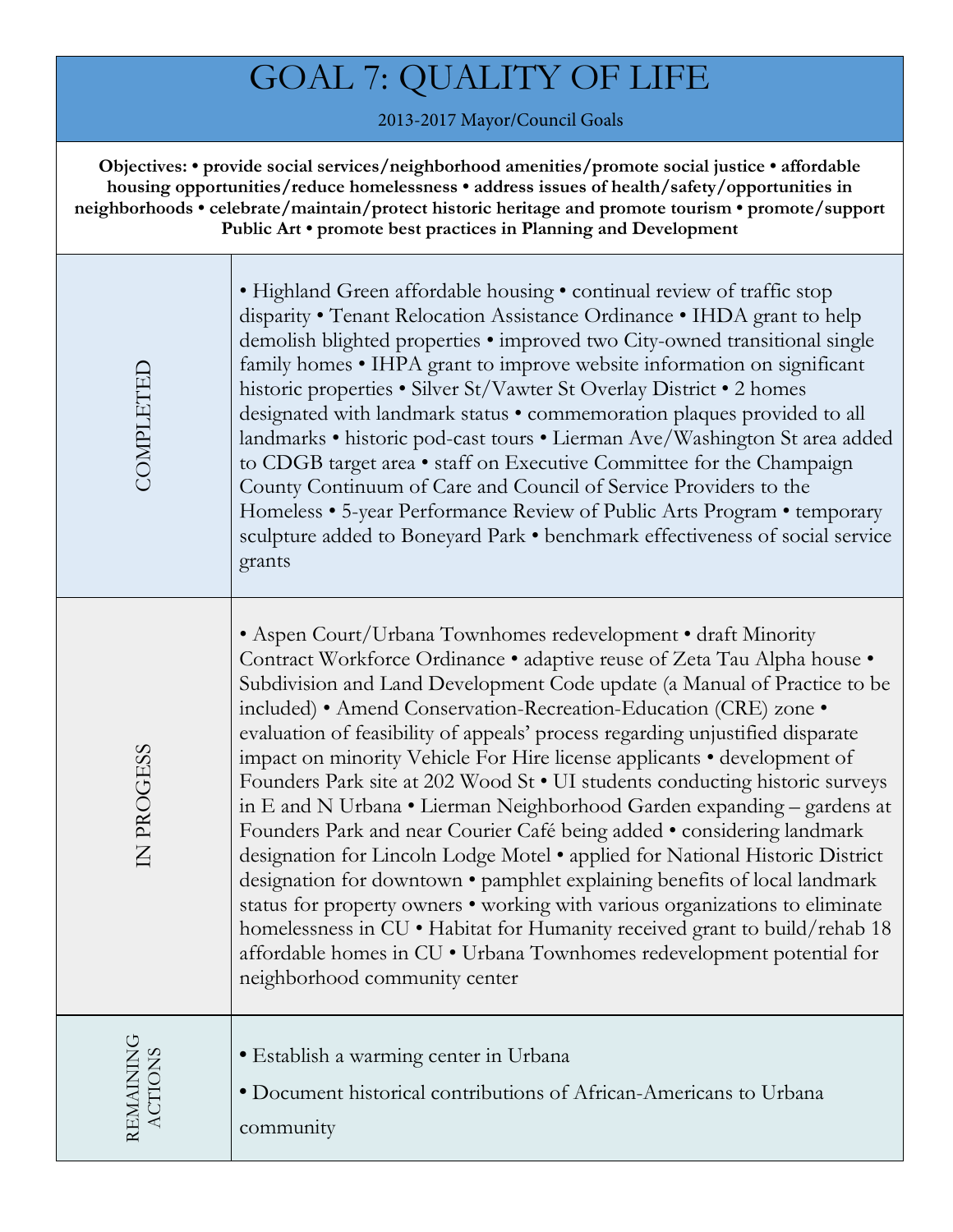# GOAL 7: QUALITY OF LIFE

2013-2017 Mayor/Council Goals

**Objectives: • provide social services/neighborhood amenities/promote social justice • affordable housing opportunities/reduce homelessness • address issues of health/safety/opportunities in neighborhoods • celebrate/maintain/protect historic heritage and promote tourism • promote/support Public Art • promote best practices in Planning and Development**

| | |
|---|---|
| COMPLETED | • Highland Green affordable housing • continual review of traffic stop disparity • Tenant Relocation Assistance Ordinance • IHDA grant to help demolish blighted properties • improved two City-owned transitional single family homes • IHPA grant to improve website information on significant historic properties • Silver St/Vawter St Overlay District • 2 homes designated with landmark status • commemoration plaques provided to all landmarks • historic pod-cast tours • Lierman Ave/Washington St area added to CDGB target area • staff on Executive Committee for the Champaign County Continuum of Care and Council of Service Providers to the Homeless • 5-year Performance Review of Public Arts Program • temporary sculpture added to Boneyard Park • benchmark effectiveness of social service grants |
| IN PROGESS | • Aspen Court/Urbana Townhomes redevelopment • draft Minority Contract Workforce Ordinance • adaptive reuse of Zeta Tau Alpha house • Subdivision and Land Development Code update (a Manual of Practice to be included) • Amend Conservation-Recreation-Education (CRE) zone • evaluation of feasibility of appeals' process regarding unjustified disparate impact on minority Vehicle For Hire license applicants • development of Founders Park site at 202 Wood St • UI students conducting historic surveys in E and N Urbana • Lierman Neighborhood Garden expanding – gardens at Founders Park and near Courier Café being added • considering landmark designation for Lincoln Lodge Motel • applied for National Historic District designation for downtown • pamphlet explaining benefits of local landmark status for property owners • working with various organizations to eliminate homelessness in CU • Habitat for Humanity received grant to build/rehab 18 affordable homes in CU • Urbana Townhomes redevelopment potential for neighborhood community center |
| REMAINING ACTIONS | • Establish a warming center in Urbana<br>• Document historical contributions of African-Americans to Urbana community |